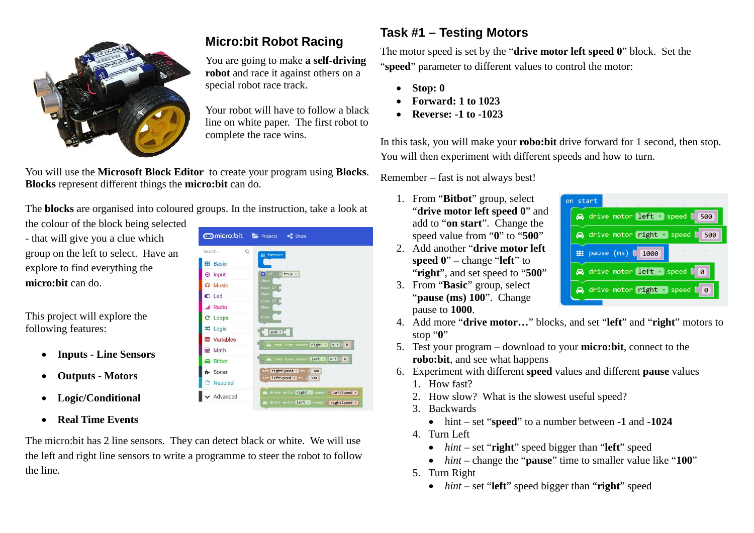## Micro:bit Robot Racing

You are going to make **a self-driving robot** and race it against others on a special robot race track.

Your robot will have to follow a black line on white paper. The first robot to complete the race wins.

You will use the **Microsoft Block Editor** to create your program using **Blocks**. **Blocks** represent different things the **micro:bit** can do.

The **blocks** are organised into coloured groups. In the instruction, take a look at the colour of the block being selected - that will give you a clue which group on the left to select. Have an explore to find everything the **micro:bit** can do.

This project will explore the following features:

- **Inputs - Line Sensors**
- **Outputs - Motors**
- **Logic/Conditional**
- **Real Time Events**

The micro:bit has 2 line sensors. They can detect black or white. We will use the left and right line sensors to write a programme to steer the robot to follow the line.

## Task #1 – Testing Motors

The motor speed is set by the "**drive motor left speed 0**" block. Set the "**speed**" parameter to different values to control the motor:

- **Stop: 0**
- **Forward: 1 to 1023**
- **Reverse: -1 to -1023**

In this task, you will make your **robo:bit** drive forward for 1 second, then stop. You will then experiment with different speeds and how to turn.

Remember – fast is not always best!

```
on start
  drive motor left speed 500
  drive motor right speed 500
  pause (ms) 1000
  drive motor left speed 0
  drive motor right speed 0
```

1. From "**Bitbot**" group, select "**drive motor left speed 0**" and add to "**on start**". Change the speed value from "**0**" to "**500**"
2. Add another "**drive motor left speed 0**" – change "**left**" to "**right**", and set speed to "**500**"
3. From "**Basic**" group, select "**pause (ms) 100**". Change pause to **1000**.
4. Add more "**drive motor…**" blocks, and set "**left**" and "**right**" motors to stop "**0**"
5. Test your program – download to your **micro:bit**, connect to the **robo:bit**, and see what happens
6. Experiment with different **speed** values and different **pause** values
   1. How fast?
   2. How slow? What is the slowest useful speed?
   3. Backwards
      - hint – set "**speed**" to a number between **-1** and **-1024**
   4. Turn Left
      - *hint* – set "**right**" speed bigger than "**left**" speed
      - *hint* – change the "**pause**" time to smaller value like "**100**"
   5. Turn Right
      - *hint* – set "**left**" speed bigger than "**right**" speed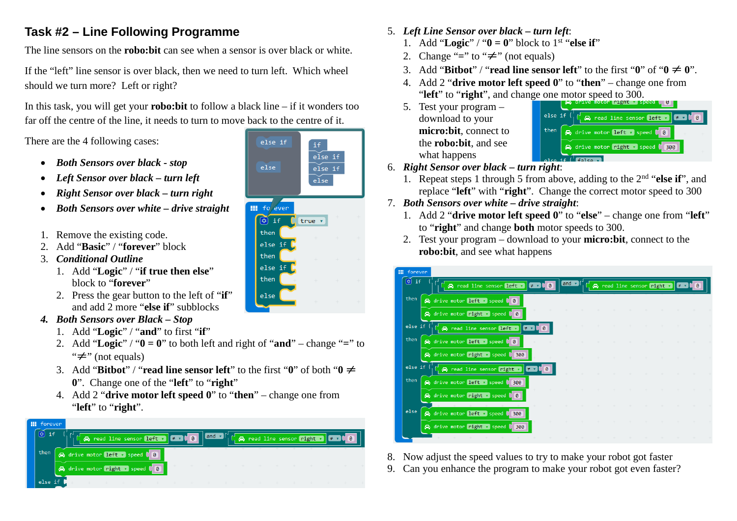# Task #2 – Line Following Programme

The line sensors on the **robo:bit** can see when a sensor is over black or white.

If the "left" line sensor is over black, then we need to turn left. Which wheel should we turn more? Left or right?

In this task, you will get your **robo:bit** to follow a black line – if it wonders too far off the centre of the line, it needs to turn to move back to the centre of it.

There are the 4 following cases:

- ***Both Sensors over black - stop***
- ***Left Sensor over black – turn left***
- ***Right Sensor over black – turn right***
- ***Both Sensors over white – drive straight***

1. Remove the existing code.
2. Add "**Basic**" / "**forever**" block
3. ***Conditional Outline***
   1. Add "**Logic**" / "**if true then else**" block to "**forever**"
   2. Press the gear button to the left of "**if**" and add 2 more "**else if**" subblocks
4. ***Both Sensors over Black – Stop***
   1. Add "**Logic**" / "**and**" to first "**if**"
   2. Add "**Logic**" / "**0 = 0**" to both left and right of "**and**" – change "=" to "≠" (not equals)
   3. Add "**Bitbot**" / "**read line sensor left**" to the first "**0**" of both "**0** ≠ **0**". Change one of the "**left**" to "**right**"
   4. Add 2 "**drive motor left speed 0**" to "**then**" – change one from "**left**" to "**right**".
5. ***Left Line Sensor over black – turn left***:
   1. Add "**Logic**" / "**0 = 0**" block to 1st "**else if**"
   2. Change "=" to "≠" (not equals)
   3. Add "**Bitbot**" / "**read line sensor left**" to the first "**0**" of "**0** ≠ **0**".
   4. Add 2 "**drive motor left speed 0**" to "**then**" – change one from "**left**" to "**right**", and change one motor speed to 300.
   5. Test your program – download to your **micro:bit**, connect to the **robo:bit**, and see what happens
6. ***Right Sensor over black – turn right***:
   1. Repeat steps 1 through 5 from above, adding to the 2nd "**else if**", and replace "**left**" with "**right**". Change the correct motor speed to 300
7. ***Both Sensors over white – drive straight***:
   1. Add 2 "**drive motor left speed 0**" to "**else**" – change one from "**left**" to "**right**" and change **both** motor speeds to 300.
   2. Test your program – download to your **micro:bit**, connect to the **robo:bit**, and see what happens
8. Now adjust the speed values to try to make your robot got faster
9. Can you enhance the program to make your robot got even faster?